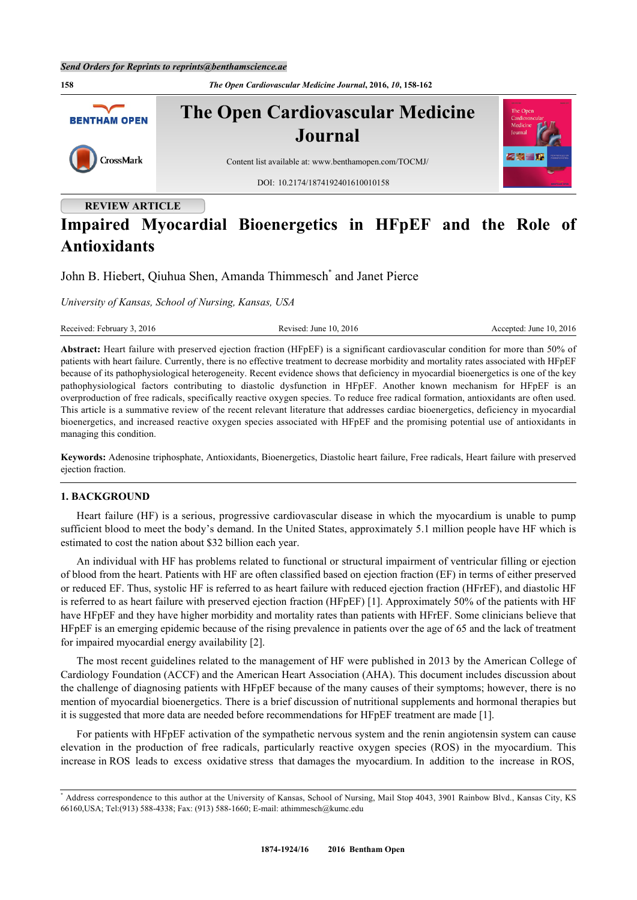REVIEW ARTICLE

# Impaired Myocardial Bioenergetics in HFpEF and the Role of Antioxidants

John B. Hiebert, Qiuhua Shen, Amanda Thimmesch* and Janet Pierce

*University of Kansas, School of Nursing, Kansas, USA*

Received: February 3, 2016 Revised: June 10, 2016 Accepted: June 10, 2016

**Abstract:** Heart failure with preserved ejection fraction (HFpEF) is a significant cardiovascular condition for more than 50% of patients with heart failure. Currently, there is no effective treatment to decrease morbidity and mortality rates associated with HFpEF because of its pathophysiological heterogeneity. Recent evidence shows that deficiency in myocardial bioenergetics is one of the key pathophysiological factors contributing to diastolic dysfunction in HFpEF. Another known mechanism for HFpEF is an overproduction of free radicals, specifically reactive oxygen species. To reduce free radical formation, antioxidants are often used. This article is a summative review of the recent relevant literature that addresses cardiac bioenergetics, deficiency in myocardial bioenergetics, and increased reactive oxygen species associated with HFpEF and the promising potential use of antioxidants in managing this condition.

**Keywords:** Adenosine triphosphate, Antioxidants, Bioenergetics, Diastolic heart failure, Free radicals, Heart failure with preserved ejection fraction.

## 1. BACKGROUND

Heart failure (HF) is a serious, progressive cardiovascular disease in which the myocardium is unable to pump sufficient blood to meet the body's demand. In the United States, approximately 5.1 million people have HF which is estimated to cost the nation about $32 billion each year.

An individual with HF has problems related to functional or structural impairment of ventricular filling or ejection of blood from the heart. Patients with HF are often classified based on ejection fraction (EF) in terms of either preserved or reduced EF. Thus, systolic HF is referred to as heart failure with reduced ejection fraction (HFrEF), and diastolic HF is referred to as heart failure with preserved ejection fraction (HFpEF) [1]. Approximately 50% of the patients with HF have HFpEF and they have higher morbidity and mortality rates than patients with HFrEF. Some clinicians believe that HFpEF is an emerging epidemic because of the rising prevalence in patients over the age of 65 and the lack of treatment for impaired myocardial energy availability [2].

The most recent guidelines related to the management of HF were published in 2013 by the American College of Cardiology Foundation (ACCF) and the American Heart Association (AHA). This document includes discussion about the challenge of diagnosing patients with HFpEF because of the many causes of their symptoms; however, there is no mention of myocardial bioenergetics. There is a brief discussion of nutritional supplements and hormonal therapies but it is suggested that more data are needed before recommendations for HFpEF treatment are made [1].

For patients with HFpEF activation of the sympathetic nervous system and the renin angiotensin system can cause elevation in the production of free radicals, particularly reactive oxygen species (ROS) in the myocardium. This increase in ROS leads to excess oxidative stress that damages the myocardium. In addition to the increase in ROS,

* Address correspondence to this author at the University of Kansas, School of Nursing, Mail Stop 4043, 3901 Rainbow Blvd., Kansas City, KS 66160,USA; Tel:(913) 588-4338; Fax: (913) 588-1660; E-mail: athimmesch@kumc.edu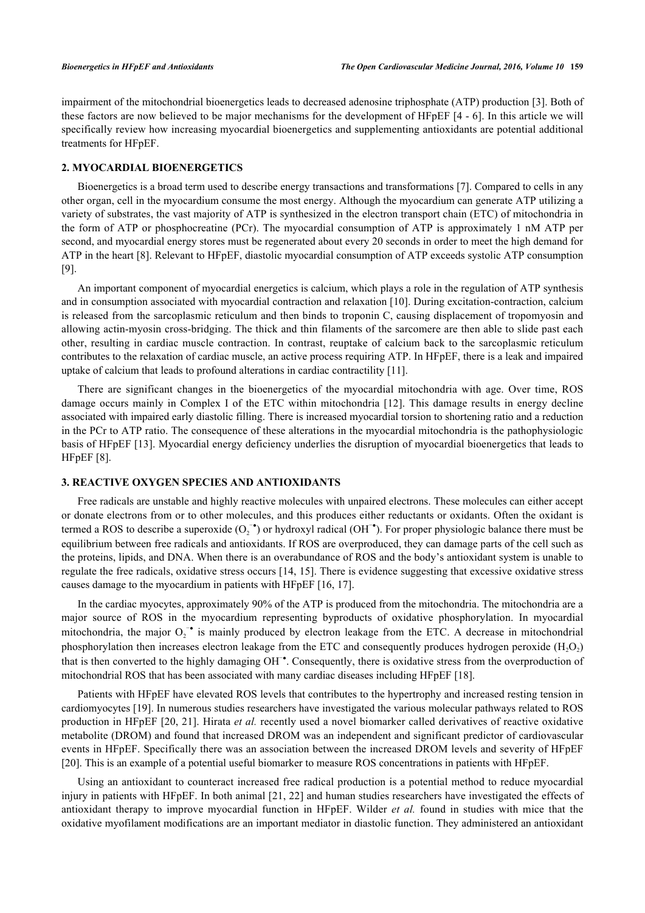impairment of the mitochondrial bioenergetics leads to decreased adenosine triphosphate (ATP) production [3]. Both of these factors are now believed to be major mechanisms for the development of HFpEF [4 - 6]. In this article we will specifically review how increasing myocardial bioenergetics and supplementing antioxidants are potential additional treatments for HFpEF.

## 2. MYOCARDIAL BIOENERGETICS

Bioenergetics is a broad term used to describe energy transactions and transformations [7]. Compared to cells in any other organ, cell in the myocardium consume the most energy. Although the myocardium can generate ATP utilizing a variety of substrates, the vast majority of ATP is synthesized in the electron transport chain (ETC) of mitochondria in the form of ATP or phosphocreatine (PCr). The myocardial consumption of ATP is approximately 1 nM ATP per second, and myocardial energy stores must be regenerated about every 20 seconds in order to meet the high demand for ATP in the heart [8]. Relevant to HFpEF, diastolic myocardial consumption of ATP exceeds systolic ATP consumption [9].

An important component of myocardial energetics is calcium, which plays a role in the regulation of ATP synthesis and in consumption associated with myocardial contraction and relaxation [10]. During excitation-contraction, calcium is released from the sarcoplasmic reticulum and then binds to troponin C, causing displacement of tropomyosin and allowing actin-myosin cross-bridging. The thick and thin filaments of the sarcomere are then able to slide past each other, resulting in cardiac muscle contraction. In contrast, reuptake of calcium back to the sarcoplasmic reticulum contributes to the relaxation of cardiac muscle, an active process requiring ATP. In HFpEF, there is a leak and impaired uptake of calcium that leads to profound alterations in cardiac contractility [11].

There are significant changes in the bioenergetics of the myocardial mitochondria with age. Over time, ROS damage occurs mainly in Complex I of the ETC within mitochondria [12]. This damage results in energy decline associated with impaired early diastolic filling. There is increased myocardial torsion to shortening ratio and a reduction in the PCr to ATP ratio. The consequence of these alterations in the myocardial mitochondria is the pathophysiologic basis of HFpEF [13]. Myocardial energy deficiency underlies the disruption of myocardial bioenergetics that leads to HFpEF [8].

## 3. REACTIVE OXYGEN SPECIES AND ANTIOXIDANTS

Free radicals are unstable and highly reactive molecules with unpaired electrons. These molecules can either accept or donate electrons from or to other molecules, and this produces either reductants or oxidants. Often the oxidant is termed a ROS to describe a superoxide ($O_2^{-\bullet}$) or hydroxyl radical ($OH^{-\bullet}$). For proper physiologic balance there must be equilibrium between free radicals and antioxidants. If ROS are overproduced, they can damage parts of the cell such as the proteins, lipids, and DNA. When there is an overabundance of ROS and the body's antioxidant system is unable to regulate the free radicals, oxidative stress occurs [14, 15]. There is evidence suggesting that excessive oxidative stress causes damage to the myocardium in patients with HFpEF [16, 17].

In the cardiac myocytes, approximately 90% of the ATP is produced from the mitochondria. The mitochondria are a major source of ROS in the myocardium representing byproducts of oxidative phosphorylation. In myocardial mitochondria, the major $O_2^{-\bullet}$ is mainly produced by electron leakage from the ETC. A decrease in mitochondrial phosphorylation then increases electron leakage from the ETC and consequently produces hydrogen peroxide ($H_2O_2$) that is then converted to the highly damaging $OH^{-\bullet}$. Consequently, there is oxidative stress from the overproduction of mitochondrial ROS that has been associated with many cardiac diseases including HFpEF [18].

Patients with HFpEF have elevated ROS levels that contributes to the hypertrophy and increased resting tension in cardiomyocytes [19]. In numerous studies researchers have investigated the various molecular pathways related to ROS production in HFpEF [20, 21]. Hirata *et al.* recently used a novel biomarker called derivatives of reactive oxidative metabolite (DROM) and found that increased DROM was an independent and significant predictor of cardiovascular events in HFpEF. Specifically there was an association between the increased DROM levels and severity of HFpEF [20]. This is an example of a potential useful biomarker to measure ROS concentrations in patients with HFpEF.

Using an antioxidant to counteract increased free radical production is a potential method to reduce myocardial injury in patients with HFpEF. In both animal [21, 22] and human studies researchers have investigated the effects of antioxidant therapy to improve myocardial function in HFpEF. Wilder *et al.* found in studies with mice that the oxidative myofilament modifications are an important mediator in diastolic function. They administered an antioxidant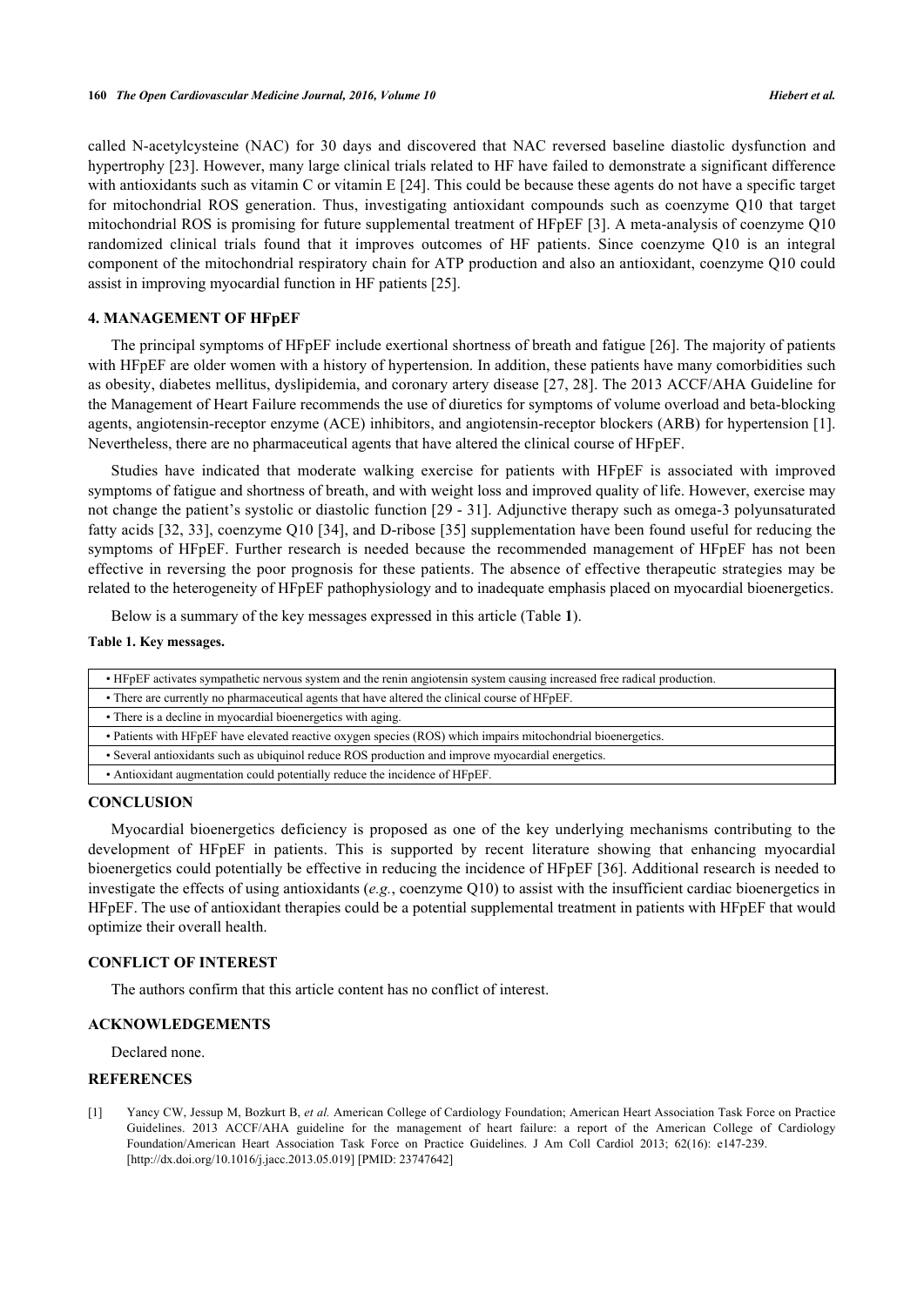called N-acetylcysteine (NAC) for 30 days and discovered that NAC reversed baseline diastolic dysfunction and hypertrophy [23]. However, many large clinical trials related to HF have failed to demonstrate a significant difference with antioxidants such as vitamin C or vitamin E [24]. This could be because these agents do not have a specific target for mitochondrial ROS generation. Thus, investigating antioxidant compounds such as coenzyme Q10 that target mitochondrial ROS is promising for future supplemental treatment of HFpEF [3]. A meta-analysis of coenzyme Q10 randomized clinical trials found that it improves outcomes of HF patients. Since coenzyme Q10 is an integral component of the mitochondrial respiratory chain for ATP production and also an antioxidant, coenzyme Q10 could assist in improving myocardial function in HF patients [25].

## 4. MANAGEMENT OF HFpEF

The principal symptoms of HFpEF include exertional shortness of breath and fatigue [26]. The majority of patients with HFpEF are older women with a history of hypertension. In addition, these patients have many comorbidities such as obesity, diabetes mellitus, dyslipidemia, and coronary artery disease [27, 28]. The 2013 ACCF/AHA Guideline for the Management of Heart Failure recommends the use of diuretics for symptoms of volume overload and beta-blocking agents, angiotensin-receptor enzyme (ACE) inhibitors, and angiotensin-receptor blockers (ARB) for hypertension [1]. Nevertheless, there are no pharmaceutical agents that have altered the clinical course of HFpEF.

Studies have indicated that moderate walking exercise for patients with HFpEF is associated with improved symptoms of fatigue and shortness of breath, and with weight loss and improved quality of life. However, exercise may not change the patient's systolic or diastolic function [29 - 31]. Adjunctive therapy such as omega-3 polyunsaturated fatty acids [32, 33], coenzyme Q10 [34], and D-ribose [35] supplementation have been found useful for reducing the symptoms of HFpEF. Further research is needed because the recommended management of HFpEF has not been effective in reversing the poor prognosis for these patients. The absence of effective therapeutic strategies may be related to the heterogeneity of HFpEF pathophysiology and to inadequate emphasis placed on myocardial bioenergetics.

Below is a summary of the key messages expressed in this article (Table **1**).

**Table 1. Key messages.**

| Key messages |
|---|
| • HFpEF activates sympathetic nervous system and the renin angiotensin system causing increased free radical production. |
| • There are currently no pharmaceutical agents that have altered the clinical course of HFpEF. |
| • There is a decline in myocardial bioenergetics with aging. |
| • Patients with HFpEF have elevated reactive oxygen species (ROS) which impairs mitochondrial bioenergetics. |
| • Several antioxidants such as ubiquinol reduce ROS production and improve myocardial energetics. |
| • Antioxidant augmentation could potentially reduce the incidence of HFpEF. |

## CONCLUSION

Myocardial bioenergetics deficiency is proposed as one of the key underlying mechanisms contributing to the development of HFpEF in patients. This is supported by recent literature showing that enhancing myocardial bioenergetics could potentially be effective in reducing the incidence of HFpEF [36]. Additional research is needed to investigate the effects of using antioxidants (*e.g.*, coenzyme Q10) to assist with the insufficient cardiac bioenergetics in HFpEF. The use of antioxidant therapies could be a potential supplemental treatment in patients with HFpEF that would optimize their overall health.

## CONFLICT OF INTEREST

The authors confirm that this article content has no conflict of interest.

## ACKNOWLEDGEMENTS

Declared none.

## REFERENCES

[1] Yancy CW, Jessup M, Bozkurt B, *et al.* American College of Cardiology Foundation; American Heart Association Task Force on Practice Guidelines. 2013 ACCF/AHA guideline for the management of heart failure: a report of the American College of Cardiology Foundation/American Heart Association Task Force on Practice Guidelines. J Am Coll Cardiol 2013; 62(16): e147-239. [http://dx.doi.org/10.1016/j.jacc.2013.05.019] [PMID: 23747642]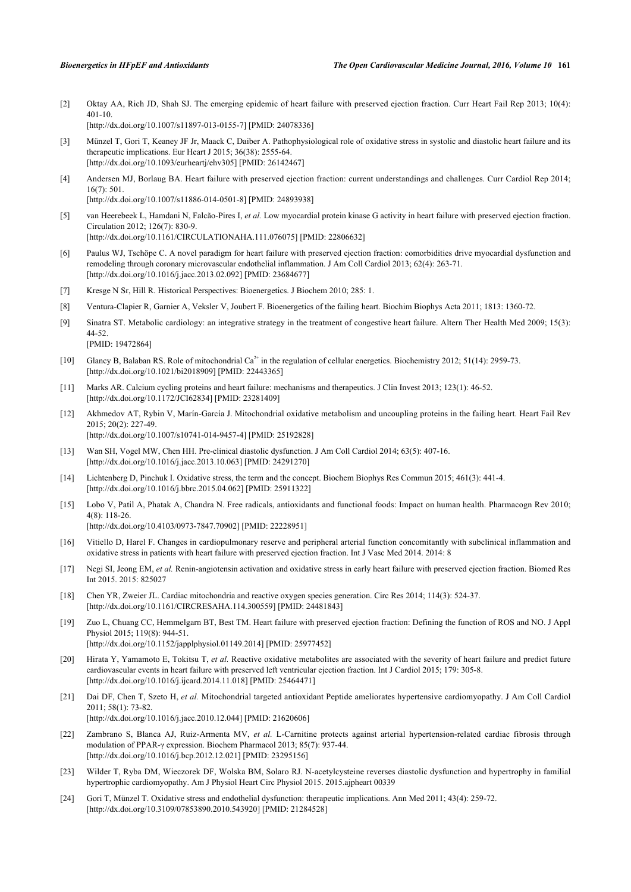[2] Oktay AA, Rich JD, Shah SJ. The emerging epidemic of heart failure with preserved ejection fraction. Curr Heart Fail Rep 2013; 10(4): 401-10.
[http://dx.doi.org/10.1007/s11897-013-0155-7] [PMID: 24078336]

[3] Münzel T, Gori T, Keaney JF Jr, Maack C, Daiber A. Pathophysiological role of oxidative stress in systolic and diastolic heart failure and its therapeutic implications. Eur Heart J 2015; 36(38): 2555-64.
[http://dx.doi.org/10.1093/eurheartj/ehv305] [PMID: 26142467]

[4] Andersen MJ, Borlaug BA. Heart failure with preserved ejection fraction: current understandings and challenges. Curr Cardiol Rep 2014; 16(7): 501.
[http://dx.doi.org/10.1007/s11886-014-0501-8] [PMID: 24893938]

[5] van Heerebeek L, Hamdani N, Falcão-Pires I, *et al.* Low myocardial protein kinase G activity in heart failure with preserved ejection fraction. Circulation 2012; 126(7): 830-9.
[http://dx.doi.org/10.1161/CIRCULATIONAHA.111.076075] [PMID: 22806632]

[6] Paulus WJ, Tschöpe C. A novel paradigm for heart failure with preserved ejection fraction: comorbidities drive myocardial dysfunction and remodeling through coronary microvascular endothelial inflammation. J Am Coll Cardiol 2013; 62(4): 263-71.
[http://dx.doi.org/10.1016/j.jacc.2013.02.092] [PMID: 23684677]

[7] Kresge N Sr, Hill R. Historical Perspectives: Bioenergetics. J Biochem 2010; 285: 1.

[8] Ventura-Clapier R, Garnier A, Veksler V, Joubert F. Bioenergetics of the failing heart. Biochim Biophys Acta 2011; 1813: 1360-72.

[9] Sinatra ST. Metabolic cardiology: an integrative strategy in the treatment of congestive heart failure. Altern Ther Health Med 2009; 15(3): 44-52.
[PMID: 19472864]

[10] Glancy B, Balaban RS. Role of mitochondrial $Ca^{2+}$ in the regulation of cellular energetics. Biochemistry 2012; 51(14): 2959-73.
[http://dx.doi.org/10.1021/bi2018909] [PMID: 22443365]

[11] Marks AR. Calcium cycling proteins and heart failure: mechanisms and therapeutics. J Clin Invest 2013; 123(1): 46-52.
[http://dx.doi.org/10.1172/JCI62834] [PMID: 23281409]

[12] Akhmedov AT, Rybin V, Marín-García J. Mitochondrial oxidative metabolism and uncoupling proteins in the failing heart. Heart Fail Rev 2015; 20(2): 227-49.
[http://dx.doi.org/10.1007/s10741-014-9457-4] [PMID: 25192828]

[13] Wan SH, Vogel MW, Chen HH. Pre-clinical diastolic dysfunction. J Am Coll Cardiol 2014; 63(5): 407-16.
[http://dx.doi.org/10.1016/j.jacc.2013.10.063] [PMID: 24291270]

[14] Lichtenberg D, Pinchuk I. Oxidative stress, the term and the concept. Biochem Biophys Res Commun 2015; 461(3): 441-4.
[http://dx.doi.org/10.1016/j.bbrc.2015.04.062] [PMID: 25911322]

[15] Lobo V, Patil A, Phatak A, Chandra N. Free radicals, antioxidants and functional foods: Impact on human health. Pharmacogn Rev 2010; 4(8): 118-26.
[http://dx.doi.org/10.4103/0973-7847.70902] [PMID: 22228951]

[16] Vitiello D, Harel F. Changes in cardiopulmonary reserve and peripheral arterial function concomitantly with subclinical inflammation and oxidative stress in patients with heart failure with preserved ejection fraction. Int J Vasc Med 2014. 2014: 8

[17] Negi SI, Jeong EM, *et al.* Renin-angiotensin activation and oxidative stress in early heart failure with preserved ejection fraction. Biomed Res Int 2015. 2015: 825027

[18] Chen YR, Zweier JL. Cardiac mitochondria and reactive oxygen species generation. Circ Res 2014; 114(3): 524-37.
[http://dx.doi.org/10.1161/CIRCRESAHA.114.300559] [PMID: 24481843]

[19] Zuo L, Chuang CC, Hemmelgarn BT, Best TM. Heart failure with preserved ejection fraction: Defining the function of ROS and NO. J Appl Physiol 2015; 119(8): 944-51.
[http://dx.doi.org/10.1152/japplphysiol.01149.2014] [PMID: 25977452]

[20] Hirata Y, Yamamoto E, Tokitsu T, *et al.* Reactive oxidative metabolites are associated with the severity of heart failure and predict future cardiovascular events in heart failure with preserved left ventricular ejection fraction. Int J Cardiol 2015; 179: 305-8.
[http://dx.doi.org/10.1016/j.ijcard.2014.11.018] [PMID: 25464471]

[21] Dai DF, Chen T, Szeto H, *et al.* Mitochondrial targeted antioxidant Peptide ameliorates hypertensive cardiomyopathy. J Am Coll Cardiol 2011; 58(1): 73-82.
[http://dx.doi.org/10.1016/j.jacc.2010.12.044] [PMID: 21620606]

[22] Zambrano S, Blanca AJ, Ruiz-Armenta MV, *et al.* L-Carnitine protects against arterial hypertension-related cardiac fibrosis through modulation of PPAR-γ expression. Biochem Pharmacol 2013; 85(7): 937-44.
[http://dx.doi.org/10.1016/j.bcp.2012.12.021] [PMID: 23295156]

[23] Wilder T, Ryba DM, Wieczorek DF, Wolska BM, Solaro RJ. N-acetylcysteine reverses diastolic dysfunction and hypertrophy in familial hypertrophic cardiomyopathy. Am J Physiol Heart Circ Physiol 2015. 2015.ajpheart 00339

[24] Gori T, Münzel T. Oxidative stress and endothelial dysfunction: therapeutic implications. Ann Med 2011; 43(4): 259-72.
[http://dx.doi.org/10.3109/07853890.2010.543920] [PMID: 21284528]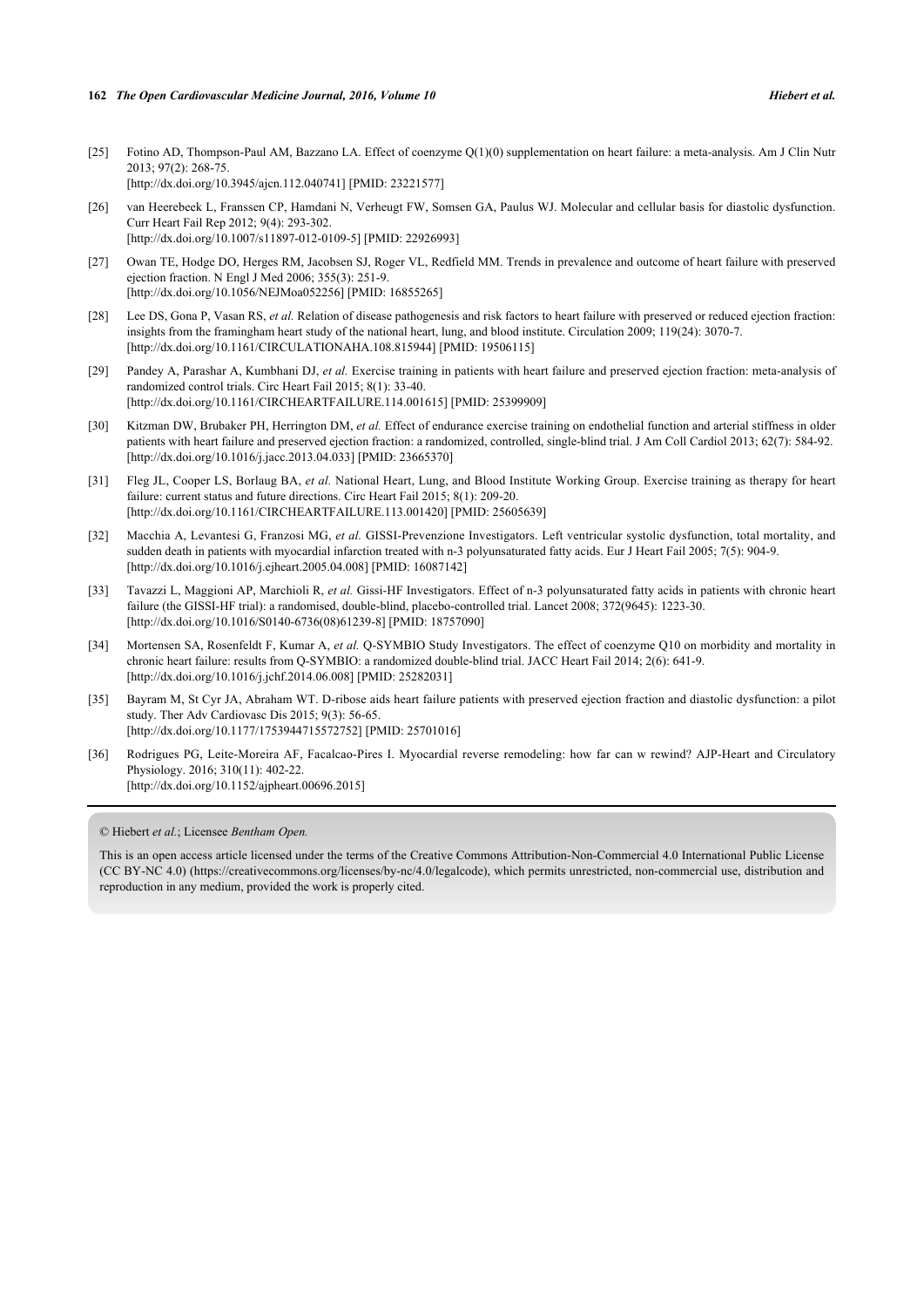[25] Fotino AD, Thompson-Paul AM, Bazzano LA. Effect of coenzyme Q(1)(0) supplementation on heart failure: a meta-analysis. Am J Clin Nutr 2013; 97(2): 268-75.
[http://dx.doi.org/10.3945/ajcn.112.040741] [PMID: 23221577]

[26] van Heerebeek L, Franssen CP, Hamdani N, Verheugt FW, Somsen GA, Paulus WJ. Molecular and cellular basis for diastolic dysfunction. Curr Heart Fail Rep 2012; 9(4): 293-302.
[http://dx.doi.org/10.1007/s11897-012-0109-5] [PMID: 22926993]

[27] Owan TE, Hodge DO, Herges RM, Jacobsen SJ, Roger VL, Redfield MM. Trends in prevalence and outcome of heart failure with preserved ejection fraction. N Engl J Med 2006; 355(3): 251-9.
[http://dx.doi.org/10.1056/NEJMoa052256] [PMID: 16855265]

[28] Lee DS, Gona P, Vasan RS, *et al.* Relation of disease pathogenesis and risk factors to heart failure with preserved or reduced ejection fraction: insights from the framingham heart study of the national heart, lung, and blood institute. Circulation 2009; 119(24): 3070-7.
[http://dx.doi.org/10.1161/CIRCULATIONAHA.108.815944] [PMID: 19506115]

[29] Pandey A, Parashar A, Kumbhani DJ, *et al.* Exercise training in patients with heart failure and preserved ejection fraction: meta-analysis of randomized control trials. Circ Heart Fail 2015; 8(1): 33-40.
[http://dx.doi.org/10.1161/CIRCHEARTFAILURE.114.001615] [PMID: 25399909]

[30] Kitzman DW, Brubaker PH, Herrington DM, *et al.* Effect of endurance exercise training on endothelial function and arterial stiffness in older patients with heart failure and preserved ejection fraction: a randomized, controlled, single-blind trial. J Am Coll Cardiol 2013; 62(7): 584-92.
[http://dx.doi.org/10.1016/j.jacc.2013.04.033] [PMID: 23665370]

[31] Fleg JL, Cooper LS, Borlaug BA, *et al.* National Heart, Lung, and Blood Institute Working Group. Exercise training as therapy for heart failure: current status and future directions. Circ Heart Fail 2015; 8(1): 209-20.
[http://dx.doi.org/10.1161/CIRCHEARTFAILURE.113.001420] [PMID: 25605639]

[32] Macchia A, Levantesi G, Franzosi MG, *et al.* GISSI-Prevenzione Investigators. Left ventricular systolic dysfunction, total mortality, and sudden death in patients with myocardial infarction treated with n-3 polyunsaturated fatty acids. Eur J Heart Fail 2005; 7(5): 904-9.
[http://dx.doi.org/10.1016/j.ejheart.2005.04.008] [PMID: 16087142]

[33] Tavazzi L, Maggioni AP, Marchioli R, *et al.* Gissi-HF Investigators. Effect of n-3 polyunsaturated fatty acids in patients with chronic heart failure (the GISSI-HF trial): a randomised, double-blind, placebo-controlled trial. Lancet 2008; 372(9645): 1223-30.
[http://dx.doi.org/10.1016/S0140-6736(08)61239-8] [PMID: 18757090]

[34] Mortensen SA, Rosenfeldt F, Kumar A, *et al.* Q-SYMBIO Study Investigators. The effect of coenzyme Q10 on morbidity and mortality in chronic heart failure: results from Q-SYMBIO: a randomized double-blind trial. JACC Heart Fail 2014; 2(6): 641-9.
[http://dx.doi.org/10.1016/j.jchf.2014.06.008] [PMID: 25282031]

[35] Bayram M, St Cyr JA, Abraham WT. D-ribose aids heart failure patients with preserved ejection fraction and diastolic dysfunction: a pilot study. Ther Adv Cardiovasc Dis 2015; 9(3): 56-65.
[http://dx.doi.org/10.1177/1753944715572752] [PMID: 25701016]

[36] Rodrigues PG, Leite-Moreira AF, Facalcao-Pires I. Myocardial reverse remodeling: how far can w rewind? AJP-Heart and Circulatory Physiology. 2016; 310(11): 402-22.
[http://dx.doi.org/10.1152/ajpheart.00696.2015]

© Hiebert *et al.*; Licensee *Bentham Open.*

This is an open access article licensed under the terms of the Creative Commons Attribution-Non-Commercial 4.0 International Public License (CC BY-NC 4.0) (https://creativecommons.org/licenses/by-nc/4.0/legalcode), which permits unrestricted, non-commercial use, distribution and reproduction in any medium, provided the work is properly cited.